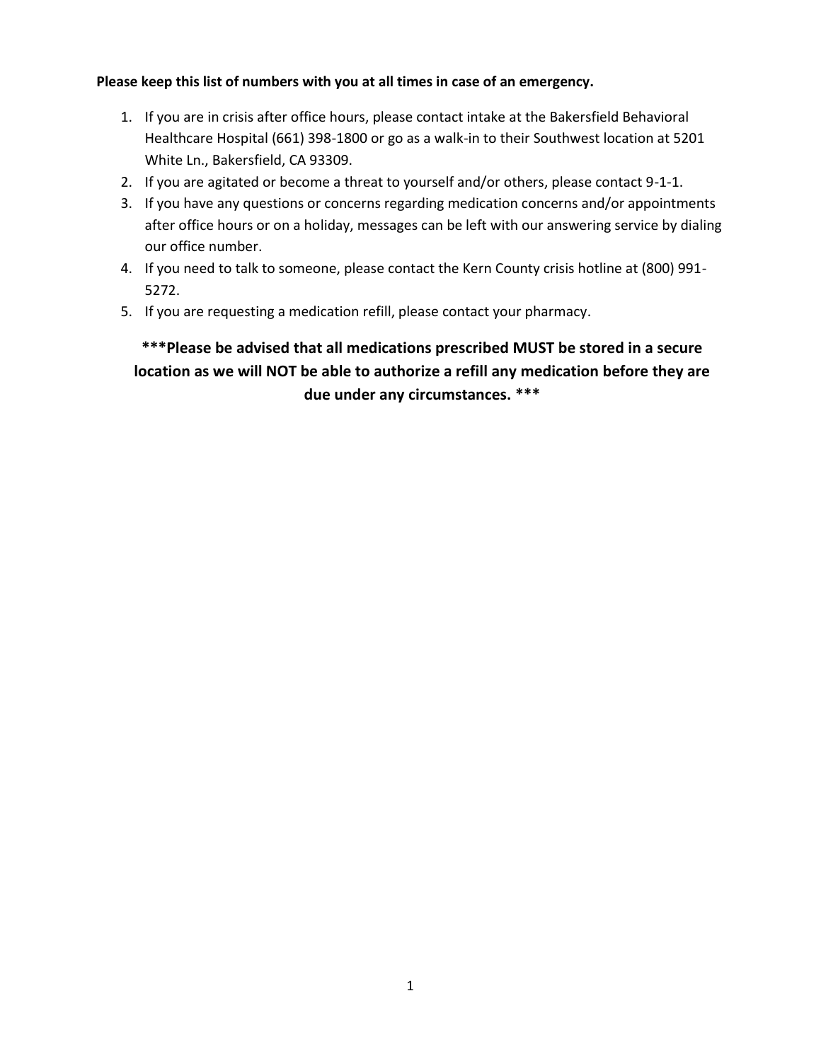**Please keep this list of numbers with you at all times in case of an emergency.**

1. If you are in crisis after office hours, please contact intake at the Bakersfield Behavioral Healthcare Hospital (661) 398-1800 or go as a walk-in to their Southwest location at 5201 White Ln., Bakersfield, CA 93309.
2. If you are agitated or become a threat to yourself and/or others, please contact 9-1-1.
3. If you have any questions or concerns regarding medication concerns and/or appointments after office hours or on a holiday, messages can be left with our answering service by dialing our office number.
4. If you need to talk to someone, please contact the Kern County crisis hotline at (800) 991-5272.
5. If you are requesting a medication refill, please contact your pharmacy.

**\*\*\*Please be advised that all medications prescribed MUST be stored in a secure location as we will NOT be able to authorize a refill any medication before they are due under any circumstances. \*\*\***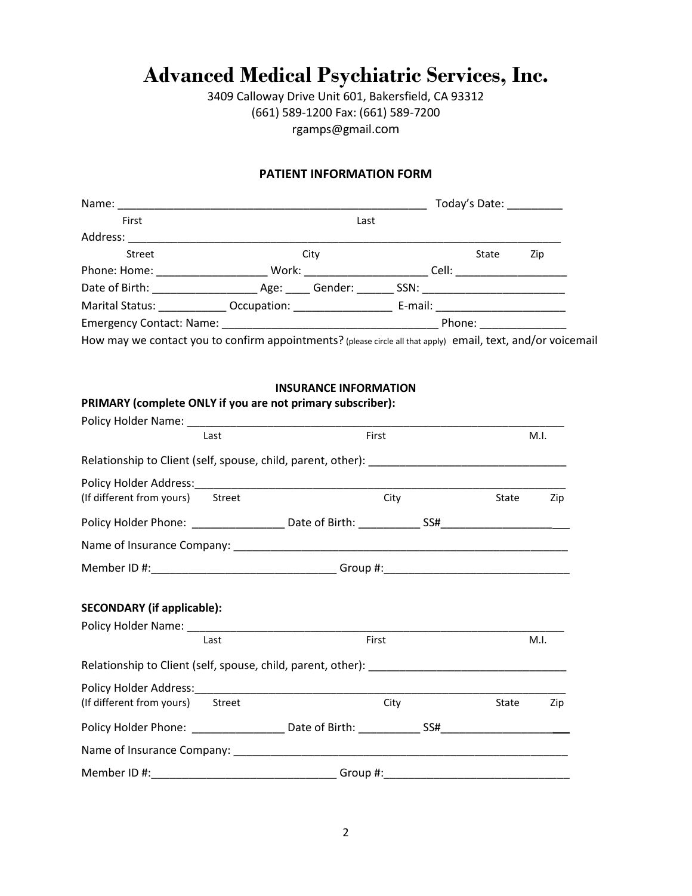# Advanced Medical Psychiatric Services, Inc.

3409 Calloway Drive Unit 601, Bakersfield, CA 93312
(661) 589-1200 Fax: (661) 589-7200
rgamps@gmail.com

## PATIENT INFORMATION FORM

Name: ___________________________________________________ Today's Date: _________
First Last

Address: _________________________________________________________________________
Street City State Zip

Phone: Home: __________________ Work: ____________________ Cell: __________________

Date of Birth: _________________ Age: ____ Gender: ______ SSN: _______________________

Marital Status: ___________ Occupation: ________________ E-mail: _____________________

Emergency Contact: Name: ___________________________________ Phone: ______________

How may we contact you to confirm appointments? (please circle all that apply) email, text, and/or voicemail

## INSURANCE INFORMATION

**PRIMARY (complete ONLY if you are not primary subscriber):**

Policy Holder Name: _______________________________________________________________
Last First M.I.

Relationship to Client (self, spouse, child, parent, other): _______________________________

Policy Holder Address:_____________________________________________________________
(If different from yours) Street City State Zip

Policy Holder Phone: _______________ Date of Birth: __________ SS#_____________________

Name of Insurance Company: ________________________________________________________

Member ID #:_____________________________ Group #:_____________________________

**SECONDARY (if applicable):**

Policy Holder Name: _______________________________________________________________
Last First M.I.

Relationship to Client (self, spouse, child, parent, other): _______________________________

Policy Holder Address:_____________________________________________________________
(If different from yours) Street City State Zip

Policy Holder Phone: _______________ Date of Birth: __________ SS#_____________________

Name of Insurance Company: ________________________________________________________

Member ID #:_____________________________ Group #:_____________________________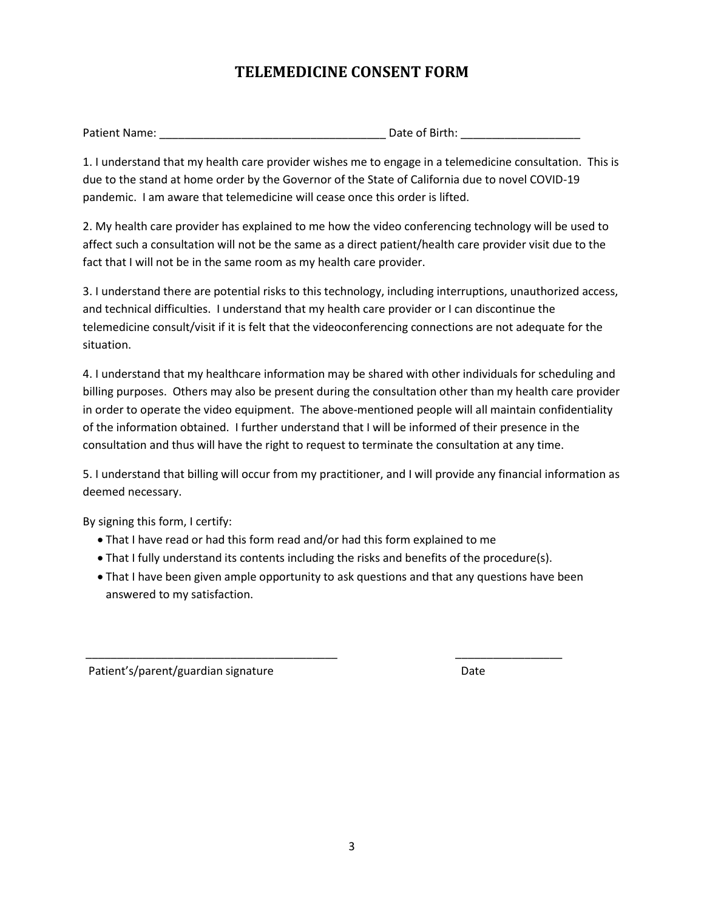# TELEMEDICINE CONSENT FORM

Patient Name: ____________________________________ Date of Birth: __________________

1. I understand that my health care provider wishes me to engage in a telemedicine consultation. This is due to the stand at home order by the Governor of the State of California due to novel COVID-19 pandemic. I am aware that telemedicine will cease once this order is lifted.

2. My health care provider has explained to me how the video conferencing technology will be used to affect such a consultation will not be the same as a direct patient/health care provider visit due to the fact that I will not be in the same room as my health care provider.

3. I understand there are potential risks to this technology, including interruptions, unauthorized access, and technical difficulties. I understand that my health care provider or I can discontinue the telemedicine consult/visit if it is felt that the videoconferencing connections are not adequate for the situation.

4. I understand that my healthcare information may be shared with other individuals for scheduling and billing purposes. Others may also be present during the consultation other than my health care provider in order to operate the video equipment. The above-mentioned people will all maintain confidentiality of the information obtained. I further understand that I will be informed of their presence in the consultation and thus will have the right to request to terminate the consultation at any time.

5. I understand that billing will occur from my practitioner, and I will provide any financial information as deemed necessary.

By signing this form, I certify:

- That I have read or had this form read and/or had this form explained to me
- That I fully understand its contents including the risks and benefits of the procedure(s).
- That I have been given ample opportunity to ask questions and that any questions have been answered to my satisfaction.

________________________________________ _________________

Patient's/parent/guardian signature Date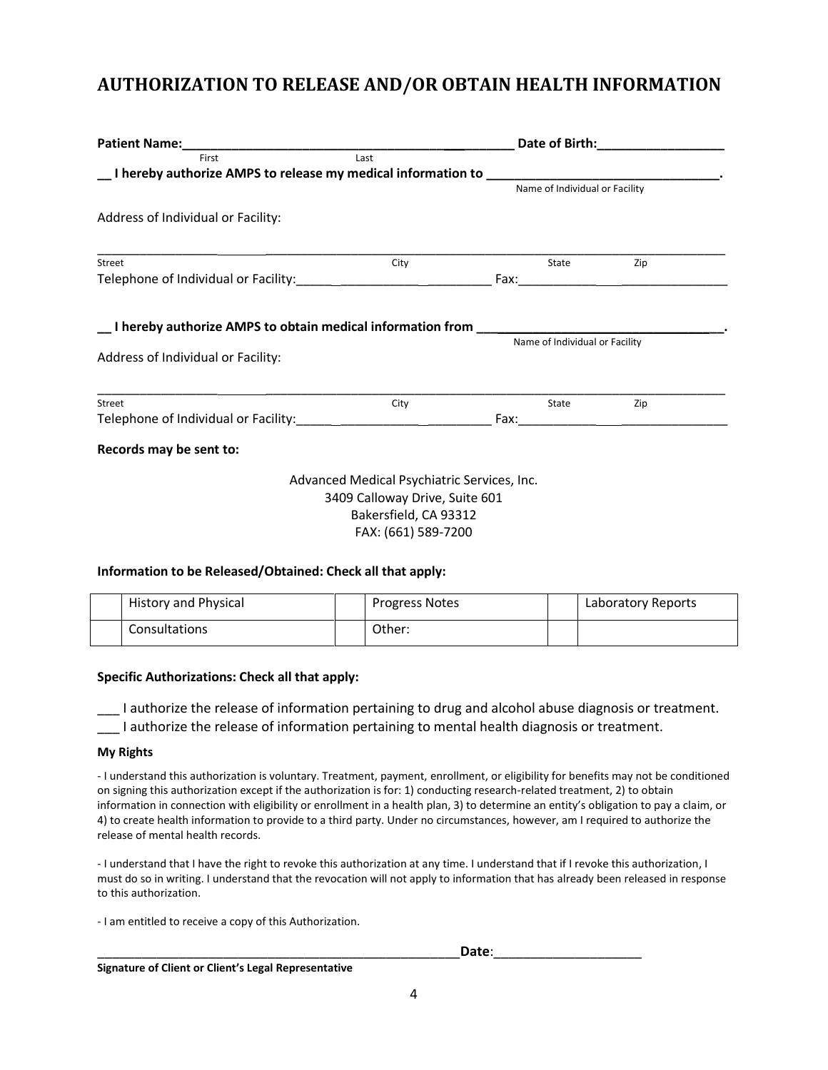# AUTHORIZATION TO RELEASE AND/OR OBTAIN HEALTH INFORMATION

**Patient Name:**_____________________________________________ **Date of Birth:**_________________
First Last

**__ I hereby authorize AMPS to release my medical information to** ________________________________.
Name of Individual or Facility

Address of Individual or Facility:

_________________________________________________________________________________
Street City State Zip

Telephone of Individual or Facility:_______________________________ Fax:_____________________________

**__ I hereby authorize AMPS to obtain medical information from** ________________________________.
Name of Individual or Facility

Address of Individual or Facility:

_________________________________________________________________________________
Street City State Zip

Telephone of Individual or Facility:_______________________________ Fax:_____________________________

**Records may be sent to:**

Advanced Medical Psychiatric Services, Inc.
3409 Calloway Drive, Suite 601
Bakersfield, CA 93312
FAX: (661) 589-7200

**Information to be Released/Obtained: Check all that apply:**

| | | | | | |
|---|---|---|---|---|---|
| | History and Physical | | Progress Notes | | Laboratory Reports |
| | Consultations | | Other: | | |

**Specific Authorizations: Check all that apply:**

___ I authorize the release of information pertaining to drug and alcohol abuse diagnosis or treatment.
___ I authorize the release of information pertaining to mental health diagnosis or treatment.

**My Rights**

- I understand this authorization is voluntary. Treatment, payment, enrollment, or eligibility for benefits may not be conditioned on signing this authorization except if the authorization is for: 1) conducting research-related treatment, 2) to obtain information in connection with eligibility or enrollment in a health plan, 3) to determine an entity's obligation to pay a claim, or 4) to create health information to provide to a third party. Under no circumstances, however, am I required to authorize the release of mental health records.

- I understand that I have the right to revoke this authorization at any time. I understand that if I revoke this authorization, I must do so in writing. I understand that the revocation will not apply to information that has already been released in response to this authorization.

- I am entitled to receive a copy of this Authorization.

_______________________________________________________**Date**:____________________
**Signature of Client or Client's Legal Representative**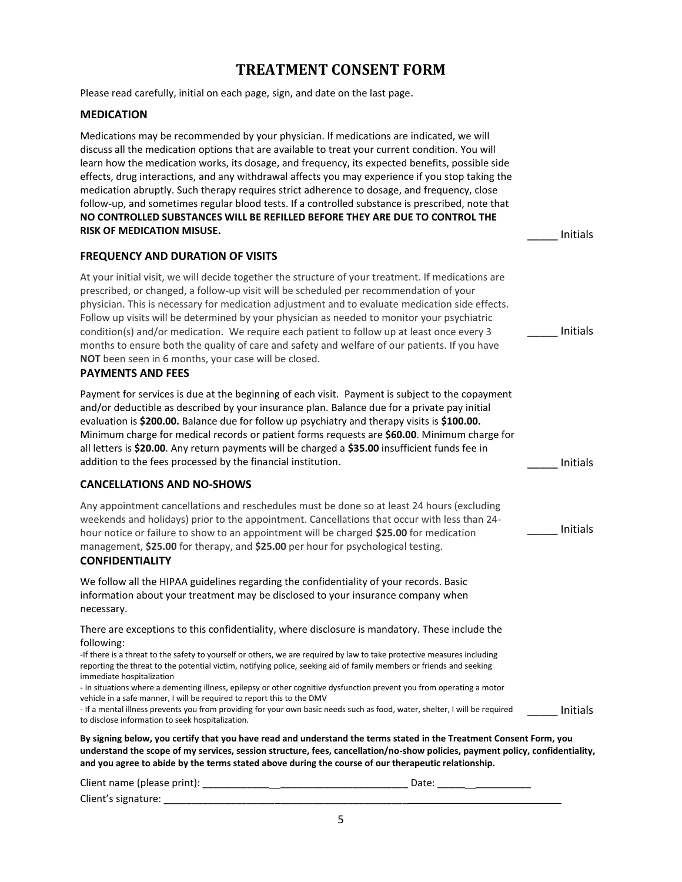# TREATMENT CONSENT FORM

Please read carefully, initial on each page, sign, and date on the last page.

### MEDICATION

Medications may be recommended by your physician. If medications are indicated, we will discuss all the medication options that are available to treat your current condition. You will learn how the medication works, its dosage, and frequency, its expected benefits, possible side effects, drug interactions, and any withdrawal affects you may experience if you stop taking the medication abruptly. Such therapy requires strict adherence to dosage, and frequency, close follow-up, and sometimes regular blood tests. If a controlled substance is prescribed, note that **NO CONTROLLED SUBSTANCES WILL BE REFILLED BEFORE THEY ARE DUE TO CONTROL THE RISK OF MEDICATION MISUSE.**

_____ Initials

### FREQUENCY AND DURATION OF VISITS

At your initial visit, we will decide together the structure of your treatment. If medications are prescribed, or changed, a follow-up visit will be scheduled per recommendation of your physician. This is necessary for medication adjustment and to evaluate medication side effects. Follow up visits will be determined by your physician as needed to monitor your psychiatric condition(s) and/or medication. We require each patient to follow up at least once every 3 months to ensure both the quality of care and safety and welfare of our patients. If you have **NOT** been seen in 6 months, your case will be closed.

_____ Initials

### PAYMENTS AND FEES

Payment for services is due at the beginning of each visit. Payment is subject to the copayment and/or deductible as described by your insurance plan. Balance due for a private pay initial evaluation is **$200.00.** Balance due for follow up psychiatry and therapy visits is **$100.00.** Minimum charge for medical records or patient forms requests are **$60.00**. Minimum charge for all letters is **$20.00**. Any return payments will be charged a **$35.00** insufficient funds fee in addition to the fees processed by the financial institution.

_____ Initials

### CANCELLATIONS AND NO-SHOWS

Any appointment cancellations and reschedules must be done so at least 24 hours (excluding weekends and holidays) prior to the appointment. Cancellations that occur with less than 24-hour notice or failure to show to an appointment will be charged **$25.00** for medication management, **$25.00** for therapy, and **$25.00** per hour for psychological testing.

_____ Initials

### CONFIDENTIALITY

We follow all the HIPAA guidelines regarding the confidentiality of your records. Basic information about your treatment may be disclosed to your insurance company when necessary.

There are exceptions to this confidentiality, where disclosure is mandatory. These include the following:

-If there is a threat to the safety to yourself or others, we are required by law to take protective measures including reporting the threat to the potential victim, notifying police, seeking aid of family members or friends and seeking immediate hospitalization

- In situations where a dementing illness, epilepsy or other cognitive dysfunction prevent you from operating a motor vehicle in a safe manner, I will be required to report this to the DMV

- If a mental illness prevents you from providing for your own basic needs such as food, water, shelter, I will be required to disclose information to seek hospitalization.

_____ Initials

**By signing below, you certify that you have read and understand the terms stated in the Treatment Consent Form, you understand the scope of my services, session structure, fees, cancellation/no-show policies, payment policy, confidentiality, and you agree to abide by the terms stated above during the course of our therapeutic relationship.**

Client name (please print): ___________________________________ Date: ________________

Client's signature: ___________________________________________________________________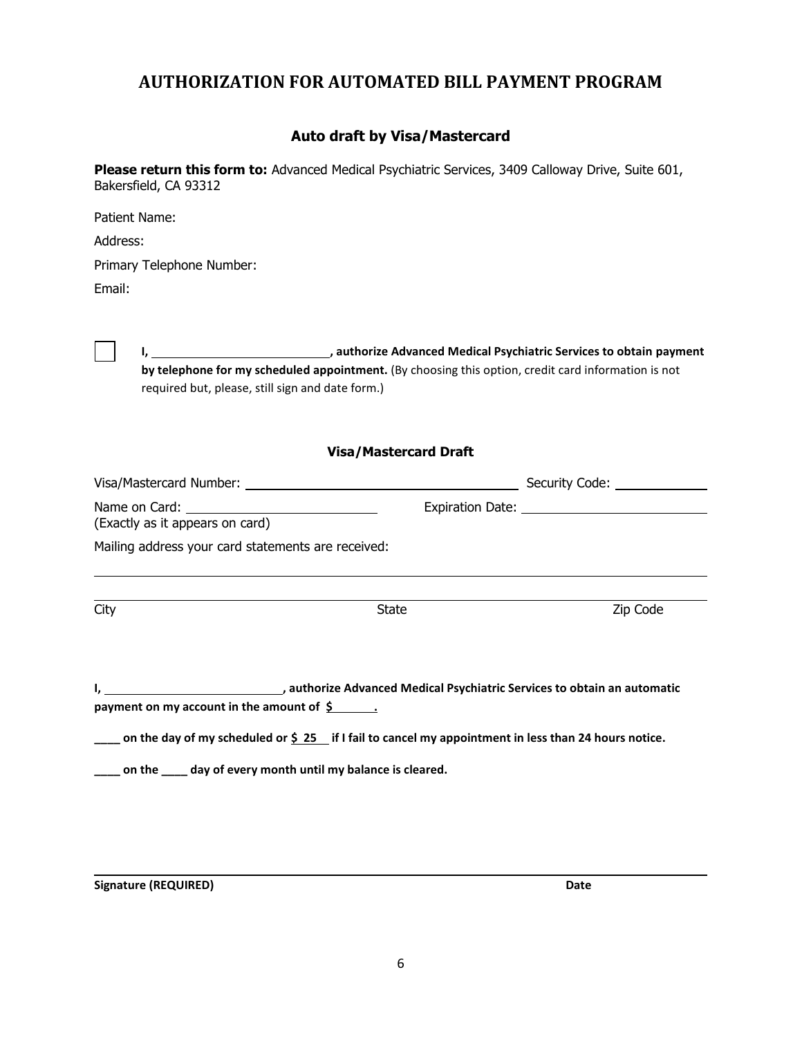# AUTHORIZATION FOR AUTOMATED BILL PAYMENT PROGRAM

### Auto draft by Visa/Mastercard

**Please return this form to:** Advanced Medical Psychiatric Services, 3409 Calloway Drive, Suite 601, Bakersfield, CA 93312

Patient Name:

Address:

Primary Telephone Number:

Email:

☐ **I, ___________________________, authorize Advanced Medical Psychiatric Services to obtain payment by telephone for my scheduled appointment.** (By choosing this option, credit card information is not required but, please, still sign and date form.)

### Visa/Mastercard Draft

Visa/Mastercard Number: ________________________________ Security Code: ____________

Name on Card: ________________________ Expiration Date: ________________________
(Exactly as it appears on card)

Mailing address your card statements are received:

_______________________________________________________________________________

_______________________________________________________________________________

City State Zip Code

**I, ___________________________, authorize Advanced Medical Psychiatric Services to obtain an automatic payment on my account in the amount of $______.**

**____ on the day of my scheduled or $ 25 if I fail to cancel my appointment in less than 24 hours notice.**

**____ on the ____ day of every month until my balance is cleared.**

_______________________________________________________________________________

**Signature (REQUIRED)** **Date**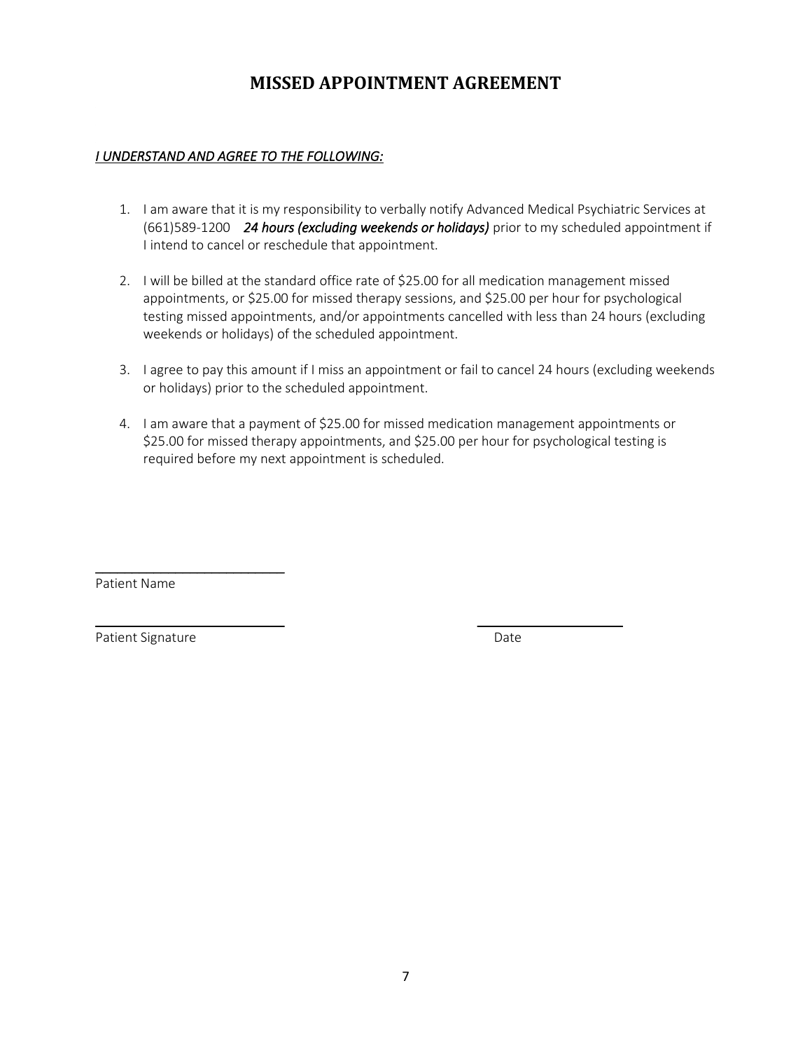# MISSED APPOINTMENT AGREEMENT

***<u>I UNDERSTAND AND AGREE TO THE FOLLOWING:</u>***

1. I am aware that it is my responsibility to verbally notify Advanced Medical Psychiatric Services at (661)589-1200 ***24 hours (excluding weekends or holidays)*** prior to my scheduled appointment if I intend to cancel or reschedule that appointment.

2. I will be billed at the standard office rate of $25.00 for all medication management missed appointments, or $25.00 for missed therapy sessions, and $25.00 per hour for psychological testing missed appointments, and/or appointments cancelled with less than 24 hours (excluding weekends or holidays) of the scheduled appointment.

3. I agree to pay this amount if I miss an appointment or fail to cancel 24 hours (excluding weekends or holidays) prior to the scheduled appointment.

4. I am aware that a payment of $25.00 for missed medication management appointments or $25.00 for missed therapy appointments, and $25.00 per hour for psychological testing is required before my next appointment is scheduled.

\_\_\_\_\_\_\_\_\_\_\_\_\_\_\_\_\_\_\_\_\_\_\_\_\_\_
Patient Name

\_\_\_\_\_\_\_\_\_\_\_\_\_\_\_\_\_\_\_\_\_\_\_\_\_\_ \_\_\_\_\_\_\_\_\_\_\_\_\_\_\_\_\_\_\_\_
Patient Signature Date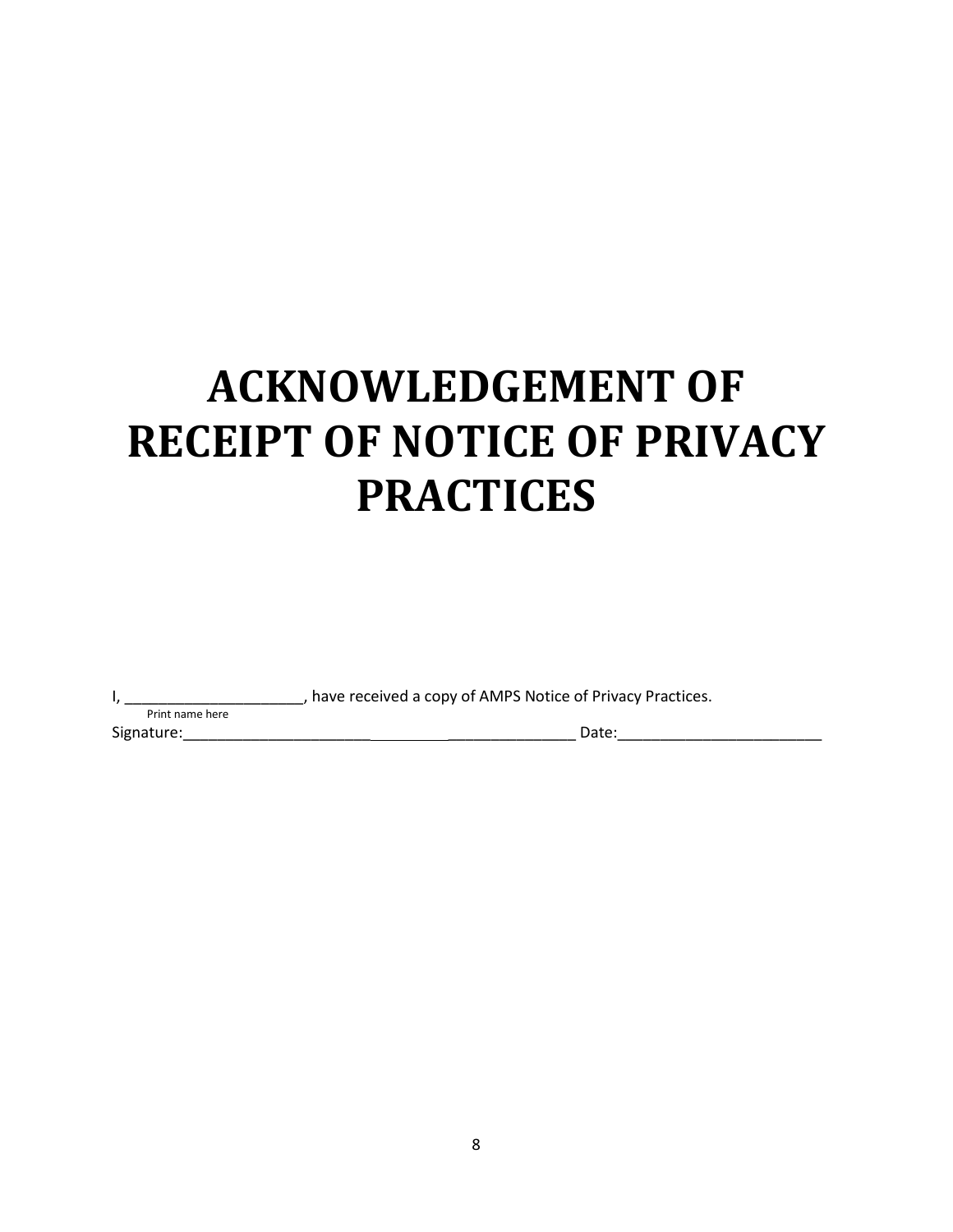# ACKNOWLEDGEMENT OF RECEIPT OF NOTICE OF PRIVACY PRACTICES

I, _____________________, have received a copy of AMPS Notice of Privacy Practices.
Print name here

Signature:_____________________________________________ Date:________________________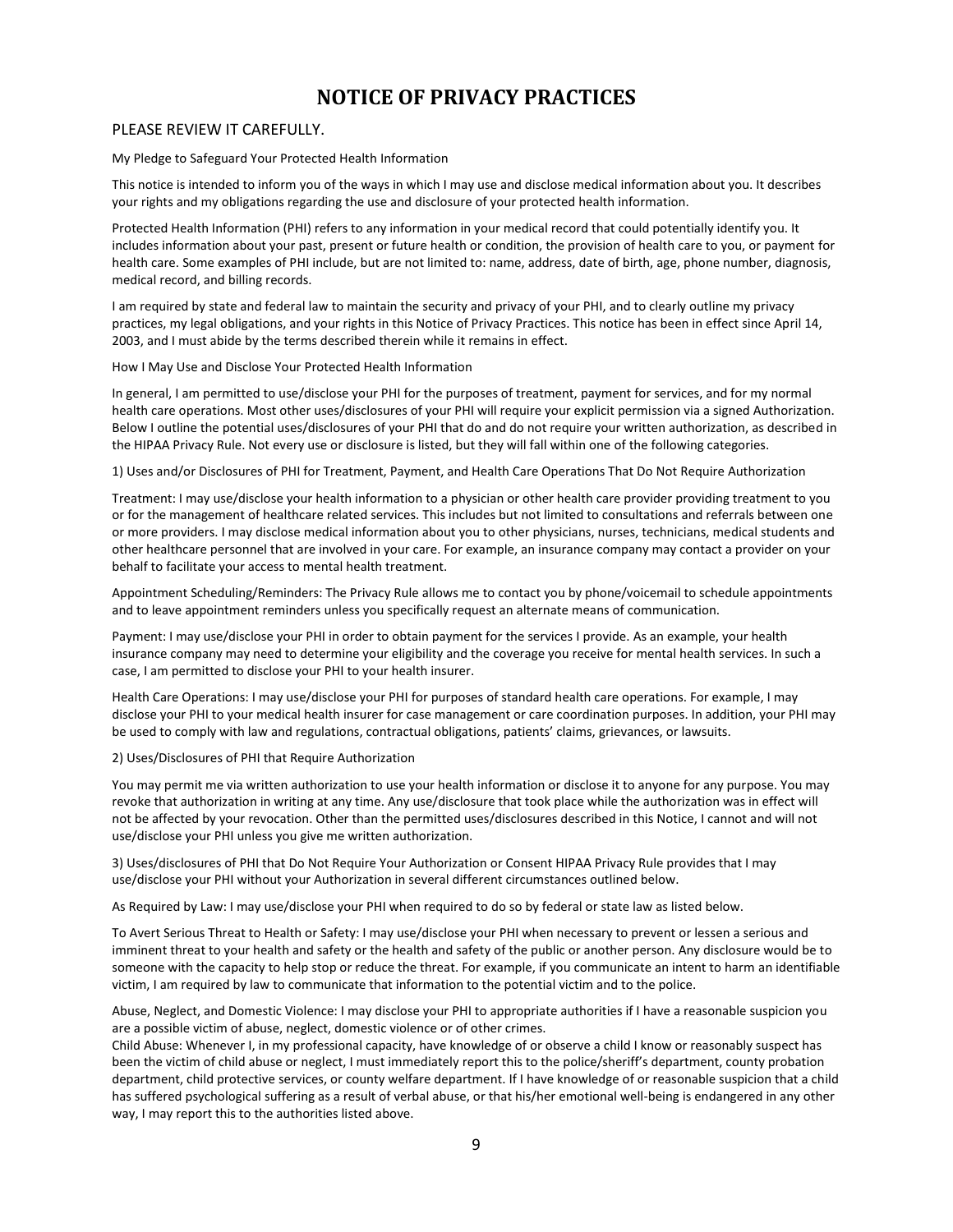# NOTICE OF PRIVACY PRACTICES

## PLEASE REVIEW IT CAREFULLY.

My Pledge to Safeguard Your Protected Health Information

This notice is intended to inform you of the ways in which I may use and disclose medical information about you. It describes your rights and my obligations regarding the use and disclosure of your protected health information.

Protected Health Information (PHI) refers to any information in your medical record that could potentially identify you. It includes information about your past, present or future health or condition, the provision of health care to you, or payment for health care. Some examples of PHI include, but are not limited to: name, address, date of birth, age, phone number, diagnosis, medical record, and billing records.

I am required by state and federal law to maintain the security and privacy of your PHI, and to clearly outline my privacy practices, my legal obligations, and your rights in this Notice of Privacy Practices. This notice has been in effect since April 14, 2003, and I must abide by the terms described therein while it remains in effect.

How I May Use and Disclose Your Protected Health Information

In general, I am permitted to use/disclose your PHI for the purposes of treatment, payment for services, and for my normal health care operations. Most other uses/disclosures of your PHI will require your explicit permission via a signed Authorization. Below I outline the potential uses/disclosures of your PHI that do and do not require your written authorization, as described in the HIPAA Privacy Rule. Not every use or disclosure is listed, but they will fall within one of the following categories.

1) Uses and/or Disclosures of PHI for Treatment, Payment, and Health Care Operations That Do Not Require Authorization

Treatment: I may use/disclose your health information to a physician or other health care provider providing treatment to you or for the management of healthcare related services. This includes but not limited to consultations and referrals between one or more providers. I may disclose medical information about you to other physicians, nurses, technicians, medical students and other healthcare personnel that are involved in your care. For example, an insurance company may contact a provider on your behalf to facilitate your access to mental health treatment.

Appointment Scheduling/Reminders: The Privacy Rule allows me to contact you by phone/voicemail to schedule appointments and to leave appointment reminders unless you specifically request an alternate means of communication.

Payment: I may use/disclose your PHI in order to obtain payment for the services I provide. As an example, your health insurance company may need to determine your eligibility and the coverage you receive for mental health services. In such a case, I am permitted to disclose your PHI to your health insurer.

Health Care Operations: I may use/disclose your PHI for purposes of standard health care operations. For example, I may disclose your PHI to your medical health insurer for case management or care coordination purposes. In addition, your PHI may be used to comply with law and regulations, contractual obligations, patients' claims, grievances, or lawsuits.

2) Uses/Disclosures of PHI that Require Authorization

You may permit me via written authorization to use your health information or disclose it to anyone for any purpose. You may revoke that authorization in writing at any time. Any use/disclosure that took place while the authorization was in effect will not be affected by your revocation. Other than the permitted uses/disclosures described in this Notice, I cannot and will not use/disclose your PHI unless you give me written authorization.

3) Uses/disclosures of PHI that Do Not Require Your Authorization or Consent HIPAA Privacy Rule provides that I may use/disclose your PHI without your Authorization in several different circumstances outlined below.

As Required by Law: I may use/disclose your PHI when required to do so by federal or state law as listed below.

To Avert Serious Threat to Health or Safety: I may use/disclose your PHI when necessary to prevent or lessen a serious and imminent threat to your health and safety or the health and safety of the public or another person. Any disclosure would be to someone with the capacity to help stop or reduce the threat. For example, if you communicate an intent to harm an identifiable victim, I am required by law to communicate that information to the potential victim and to the police.

Abuse, Neglect, and Domestic Violence: I may disclose your PHI to appropriate authorities if I have a reasonable suspicion you are a possible victim of abuse, neglect, domestic violence or of other crimes.
Child Abuse: Whenever I, in my professional capacity, have knowledge of or observe a child I know or reasonably suspect has been the victim of child abuse or neglect, I must immediately report this to the police/sheriff's department, county probation department, child protective services, or county welfare department. If I have knowledge of or reasonable suspicion that a child has suffered psychological suffering as a result of verbal abuse, or that his/her emotional well-being is endangered in any other way, I may report this to the authorities listed above.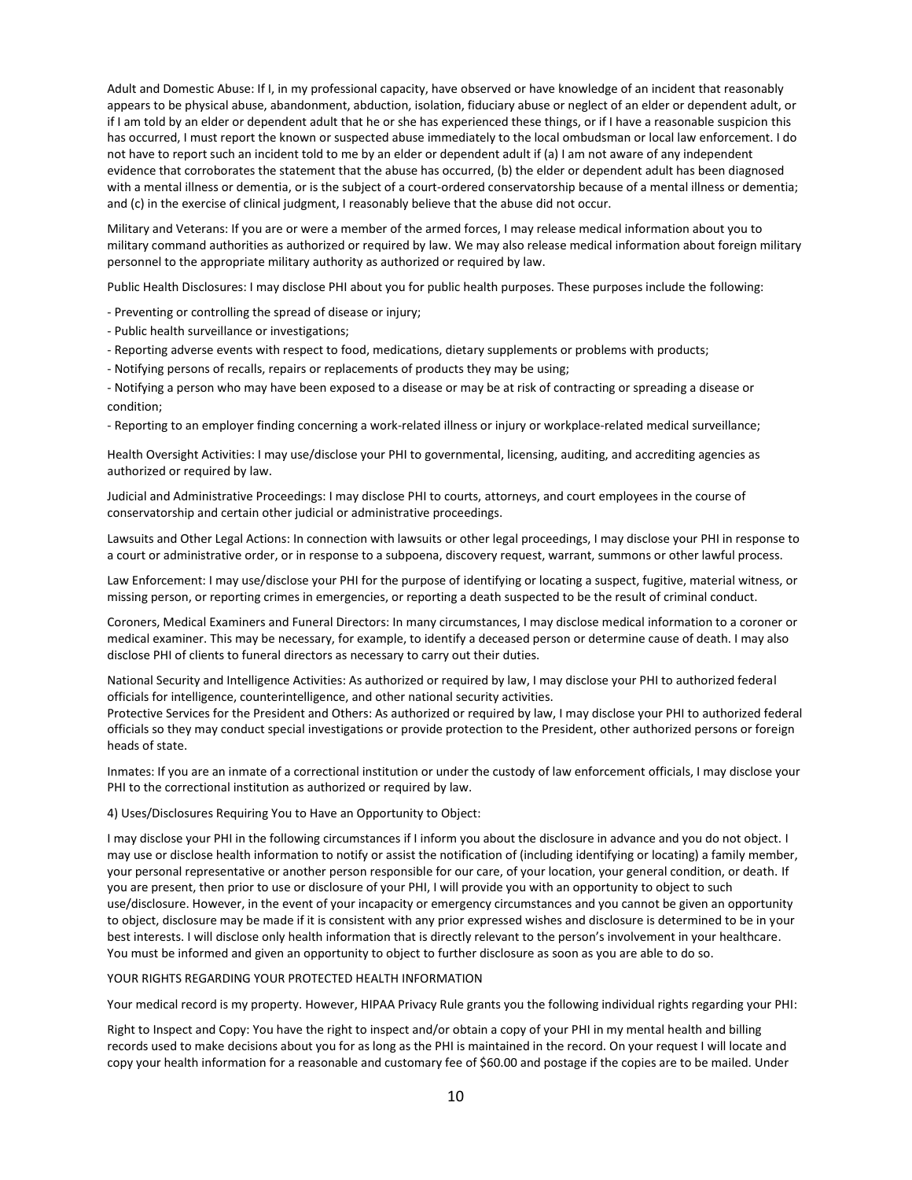Adult and Domestic Abuse: If I, in my professional capacity, have observed or have knowledge of an incident that reasonably appears to be physical abuse, abandonment, abduction, isolation, fiduciary abuse or neglect of an elder or dependent adult, or if I am told by an elder or dependent adult that he or she has experienced these things, or if I have a reasonable suspicion this has occurred, I must report the known or suspected abuse immediately to the local ombudsman or local law enforcement. I do not have to report such an incident told to me by an elder or dependent adult if (a) I am not aware of any independent evidence that corroborates the statement that the abuse has occurred, (b) the elder or dependent adult has been diagnosed with a mental illness or dementia, or is the subject of a court-ordered conservatorship because of a mental illness or dementia; and (c) in the exercise of clinical judgment, I reasonably believe that the abuse did not occur.

Military and Veterans: If you are or were a member of the armed forces, I may release medical information about you to military command authorities as authorized or required by law. We may also release medical information about foreign military personnel to the appropriate military authority as authorized or required by law.

Public Health Disclosures: I may disclose PHI about you for public health purposes. These purposes include the following:

- Preventing or controlling the spread of disease or injury;
- Public health surveillance or investigations;
- Reporting adverse events with respect to food, medications, dietary supplements or problems with products;
- Notifying persons of recalls, repairs or replacements of products they may be using;
- Notifying a person who may have been exposed to a disease or may be at risk of contracting or spreading a disease or condition;
- Reporting to an employer finding concerning a work-related illness or injury or workplace-related medical surveillance;

Health Oversight Activities: I may use/disclose your PHI to governmental, licensing, auditing, and accrediting agencies as authorized or required by law.

Judicial and Administrative Proceedings: I may disclose PHI to courts, attorneys, and court employees in the course of conservatorship and certain other judicial or administrative proceedings.

Lawsuits and Other Legal Actions: In connection with lawsuits or other legal proceedings, I may disclose your PHI in response to a court or administrative order, or in response to a subpoena, discovery request, warrant, summons or other lawful process.

Law Enforcement: I may use/disclose your PHI for the purpose of identifying or locating a suspect, fugitive, material witness, or missing person, or reporting crimes in emergencies, or reporting a death suspected to be the result of criminal conduct.

Coroners, Medical Examiners and Funeral Directors: In many circumstances, I may disclose medical information to a coroner or medical examiner. This may be necessary, for example, to identify a deceased person or determine cause of death. I may also disclose PHI of clients to funeral directors as necessary to carry out their duties.

National Security and Intelligence Activities: As authorized or required by law, I may disclose your PHI to authorized federal officials for intelligence, counterintelligence, and other national security activities.
Protective Services for the President and Others: As authorized or required by law, I may disclose your PHI to authorized federal officials so they may conduct special investigations or provide protection to the President, other authorized persons or foreign heads of state.

Inmates: If you are an inmate of a correctional institution or under the custody of law enforcement officials, I may disclose your PHI to the correctional institution as authorized or required by law.

4) Uses/Disclosures Requiring You to Have an Opportunity to Object:

I may disclose your PHI in the following circumstances if I inform you about the disclosure in advance and you do not object. I may use or disclose health information to notify or assist the notification of (including identifying or locating) a family member, your personal representative or another person responsible for our care, of your location, your general condition, or death. If you are present, then prior to use or disclosure of your PHI, I will provide you with an opportunity to object to such use/disclosure. However, in the event of your incapacity or emergency circumstances and you cannot be given an opportunity to object, disclosure may be made if it is consistent with any prior expressed wishes and disclosure is determined to be in your best interests. I will disclose only health information that is directly relevant to the person's involvement in your healthcare. You must be informed and given an opportunity to object to further disclosure as soon as you are able to do so.

YOUR RIGHTS REGARDING YOUR PROTECTED HEALTH INFORMATION

Your medical record is my property. However, HIPAA Privacy Rule grants you the following individual rights regarding your PHI:

Right to Inspect and Copy: You have the right to inspect and/or obtain a copy of your PHI in my mental health and billing records used to make decisions about you for as long as the PHI is maintained in the record. On your request I will locate and copy your health information for a reasonable and customary fee of $60.00 and postage if the copies are to be mailed. Under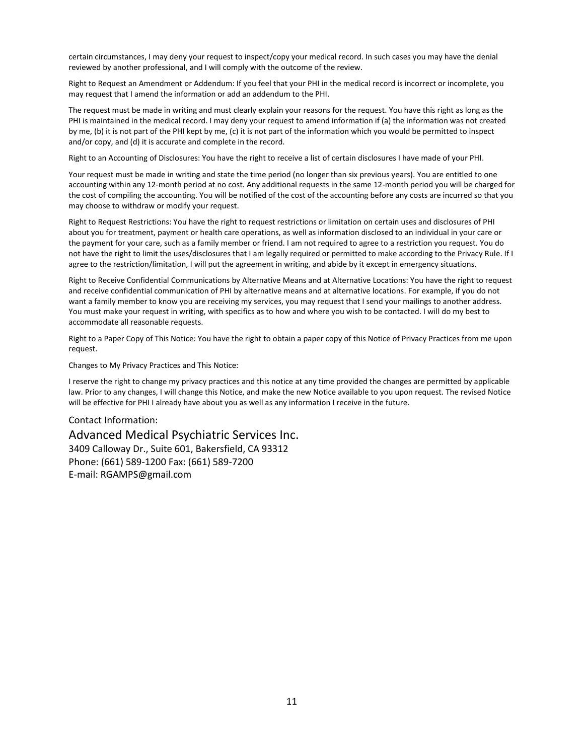certain circumstances, I may deny your request to inspect/copy your medical record. In such cases you may have the denial reviewed by another professional, and I will comply with the outcome of the review.

Right to Request an Amendment or Addendum: If you feel that your PHI in the medical record is incorrect or incomplete, you may request that I amend the information or add an addendum to the PHI.

The request must be made in writing and must clearly explain your reasons for the request. You have this right as long as the PHI is maintained in the medical record. I may deny your request to amend information if (a) the information was not created by me, (b) it is not part of the PHI kept by me, (c) it is not part of the information which you would be permitted to inspect and/or copy, and (d) it is accurate and complete in the record.

Right to an Accounting of Disclosures: You have the right to receive a list of certain disclosures I have made of your PHI.

Your request must be made in writing and state the time period (no longer than six previous years). You are entitled to one accounting within any 12-month period at no cost. Any additional requests in the same 12-month period you will be charged for the cost of compiling the accounting. You will be notified of the cost of the accounting before any costs are incurred so that you may choose to withdraw or modify your request.

Right to Request Restrictions: You have the right to request restrictions or limitation on certain uses and disclosures of PHI about you for treatment, payment or health care operations, as well as information disclosed to an individual in your care or the payment for your care, such as a family member or friend. I am not required to agree to a restriction you request. You do not have the right to limit the uses/disclosures that I am legally required or permitted to make according to the Privacy Rule. If I agree to the restriction/limitation, I will put the agreement in writing, and abide by it except in emergency situations.

Right to Receive Confidential Communications by Alternative Means and at Alternative Locations: You have the right to request and receive confidential communication of PHI by alternative means and at alternative locations. For example, if you do not want a family member to know you are receiving my services, you may request that I send your mailings to another address. You must make your request in writing, with specifics as to how and where you wish to be contacted. I will do my best to accommodate all reasonable requests.

Right to a Paper Copy of This Notice: You have the right to obtain a paper copy of this Notice of Privacy Practices from me upon request.

Changes to My Privacy Practices and This Notice:

I reserve the right to change my privacy practices and this notice at any time provided the changes are permitted by applicable law. Prior to any changes, I will change this Notice, and make the new Notice available to you upon request. The revised Notice will be effective for PHI I already have about you as well as any information I receive in the future.

Contact Information:

## Advanced Medical Psychiatric Services Inc.

3409 Calloway Dr., Suite 601, Bakersfield, CA 93312
Phone: (661) 589-1200 Fax: (661) 589-7200
E-mail: RGAMPS@gmail.com